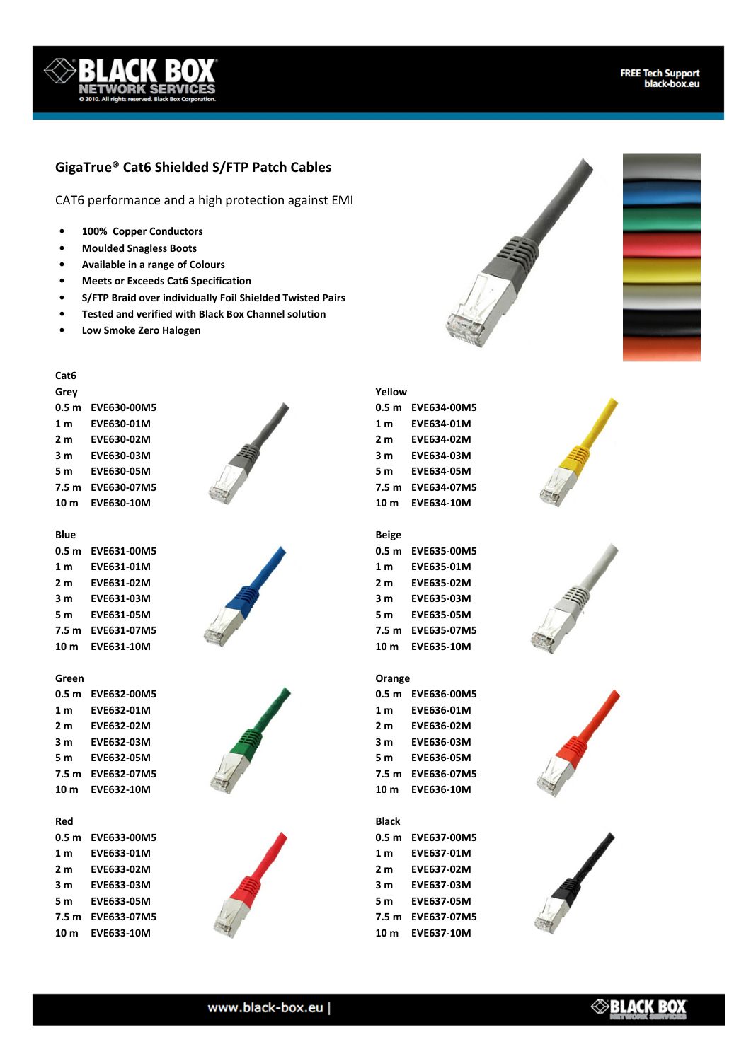## GigaTrue® Cat6 Shielded S/FTP Patch Cables

CAT6 performance and a high protection against EMI

- **100% Copper Conductors**
- **Moulded Snagless Boots**
- **Available in a range of Colours**
- **Meets or Exceeds Cat6 Specification**
- **S/FTP Braid over individually Foil Shielded Twisted Pairs**
- **Tested and verified with Black Box Channel solution**
- **Low Smoke Zero Halogen**

**Cat6**

**Grey**

| Length | Part No. |
|---|---|
| 0.5 m | EVE630-00M5 |
| 1 m | EVE630-01M |
| 2 m | EVE630-02M |
| 3 m | EVE630-03M |
| 5 m | EVE630-05M |
| 7.5 m | EVE630-07M5 |
| 10 m | EVE630-10M |

**Blue**

| Length | Part No. |
|---|---|
| 0.5 m | EVE631-00M5 |
| 1 m | EVE631-01M |
| 2 m | EVE631-02M |
| 3 m | EVE631-03M |
| 5 m | EVE631-05M |
| 7.5 m | EVE631-07M5 |
| 10 m | EVE631-10M |

**Green**

| Length | Part No. |
|---|---|
| 0.5 m | EVE632-00M5 |
| 1 m | EVE632-01M |
| 2 m | EVE632-02M |
| 3 m | EVE632-03M |
| 5 m | EVE632-05M |
| 7.5 m | EVE632-07M5 |
| 10 m | EVE632-10M |

**Red**

| Length | Part No. |
|---|---|
| 0.5 m | EVE633-00M5 |
| 1 m | EVE633-01M |
| 2 m | EVE633-02M |
| 3 m | EVE633-03M |
| 5 m | EVE633-05M |
| 7.5 m | EVE633-07M5 |
| 10 m | EVE633-10M |

**Yellow**

| Length | Part No. |
|---|---|
| 0.5 m | EVE634-00M5 |
| 1 m | EVE634-01M |
| 2 m | EVE634-02M |
| 3 m | EVE634-03M |
| 5 m | EVE634-05M |
| 7.5 m | EVE634-07M5 |
| 10 m | EVE634-10M |

**Beige**

| Length | Part No. |
|---|---|
| 0.5 m | EVE635-00M5 |
| 1 m | EVE635-01M |
| 2 m | EVE635-02M |
| 3 m | EVE635-03M |
| 5 m | EVE635-05M |
| 7.5 m | EVE635-07M5 |
| 10 m | EVE635-10M |

**Orange**

| Length | Part No. |
|---|---|
| 0.5 m | EVE636-00M5 |
| 1 m | EVE636-01M |
| 2 m | EVE636-02M |
| 3 m | EVE636-03M |
| 5 m | EVE636-05M |
| 7.5 m | EVE636-07M5 |
| 10 m | EVE636-10M |

**Black**

| Length | Part No. |
|---|---|
| 0.5 m | EVE637-00M5 |
| 1 m | EVE637-01M |
| 2 m | EVE637-02M |
| 3 m | EVE637-03M |
| 5 m | EVE637-05M |
| 7.5 m | EVE637-07M5 |
| 10 m | EVE637-10M |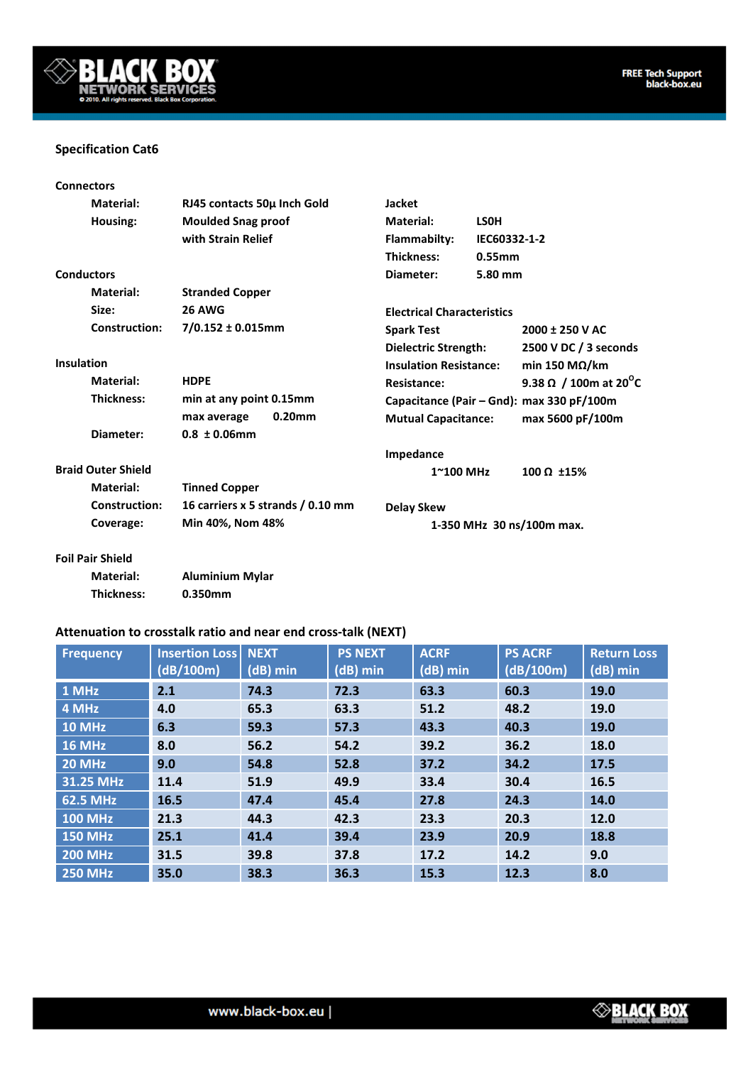## Specification Cat6

### Connectors

- **Material:** RJ45 contacts 50µ Inch Gold
- **Housing:** Moulded Snag proof with Strain Relief

### Conductors

- **Material:** Stranded Copper
- **Size:** 26 AWG
- **Construction:** 7/0.152 ± 0.015mm

### Insulation

- **Material:** HDPE
- **Thickness:** min at any point 0.15mm; max average 0.20mm
- **Diameter:** 0.8 ± 0.06mm

### Braid Outer Shield

- **Material:** Tinned Copper
- **Construction:** 16 carriers x 5 strands / 0.10 mm
- **Coverage:** Min 40%, Nom 48%

### Foil Pair Shield

- **Material:** Aluminium Mylar
- **Thickness:** 0.350mm

### Jacket

- **Material:** LS0H
- **Flammabilty:** IEC60332-1-2
- **Thickness:** 0.55mm
- **Diameter:** 5.80 mm

### Electrical Characteristics

- **Spark Test:** 2000 ± 250 V AC
- **Dielectric Strength:** 2500 V DC / 3 seconds
- **Insulation Resistance:** min 150 MΩ/km
- **Resistance:** 9.38 Ω / 100m at 20°C
- **Capacitance (Pair – Gnd):** max 330 pF/100m
- **Mutual Capacitance:** max 5600 pF/100m

### Impedance

1~100 MHz 100 Ω ±15%

### Delay Skew

1-350 MHz 30 ns/100m max.

### Attenuation to crosstalk ratio and near end cross-talk (NEXT)

| Frequency | Insertion Loss (dB/100m) | NEXT (dB) min | PS NEXT (dB) min | ACRF (dB) min | PS ACRF (dB/100m) | Return Loss (dB) min |
|---|---|---|---|---|---|---|
| 1 MHz | 2.1 | 74.3 | 72.3 | 63.3 | 60.3 | 19.0 |
| 4 MHz | 4.0 | 65.3 | 63.3 | 51.2 | 48.2 | 19.0 |
| 10 MHz | 6.3 | 59.3 | 57.3 | 43.3 | 40.3 | 19.0 |
| 16 MHz | 8.0 | 56.2 | 54.2 | 39.2 | 36.2 | 18.0 |
| 20 MHz | 9.0 | 54.8 | 52.8 | 37.2 | 34.2 | 17.5 |
| 31.25 MHz | 11.4 | 51.9 | 49.9 | 33.4 | 30.4 | 16.5 |
| 62.5 MHz | 16.5 | 47.4 | 45.4 | 27.8 | 24.3 | 14.0 |
| 100 MHz | 21.3 | 44.3 | 42.3 | 23.3 | 20.3 | 12.0 |
| 150 MHz | 25.1 | 41.4 | 39.4 | 23.9 | 20.9 | 18.8 |
| 200 MHz | 31.5 | 39.8 | 37.8 | 17.2 | 14.2 | 9.0 |
| 250 MHz | 35.0 | 38.3 | 36.3 | 15.3 | 12.3 | 8.0 |